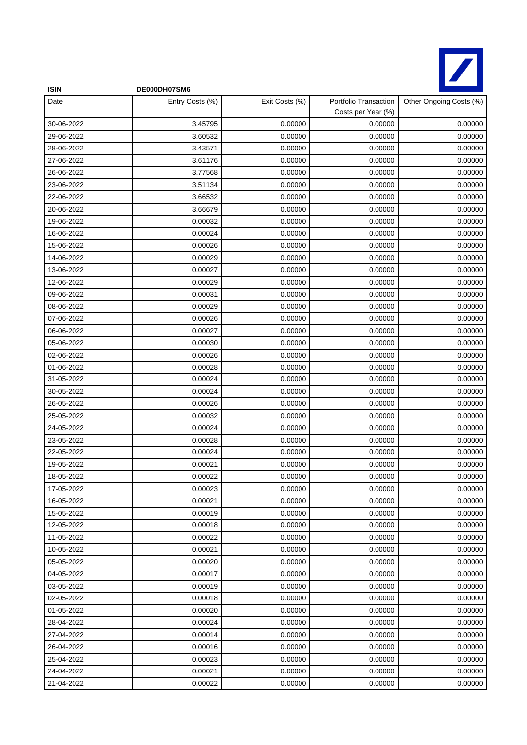**ISIN** **DE000DH07SM6**

| Date | Entry Costs (%) | Exit Costs (%) | Portfolio Transaction Costs per Year (%) | Other Ongoing Costs (%) |
|---|---|---|---|---|
| 30-06-2022 | 3.45795 | 0.00000 | 0.00000 | 0.00000 |
| 29-06-2022 | 3.60532 | 0.00000 | 0.00000 | 0.00000 |
| 28-06-2022 | 3.43571 | 0.00000 | 0.00000 | 0.00000 |
| 27-06-2022 | 3.61176 | 0.00000 | 0.00000 | 0.00000 |
| 26-06-2022 | 3.77568 | 0.00000 | 0.00000 | 0.00000 |
| 23-06-2022 | 3.51134 | 0.00000 | 0.00000 | 0.00000 |
| 22-06-2022 | 3.66532 | 0.00000 | 0.00000 | 0.00000 |
| 20-06-2022 | 3.66679 | 0.00000 | 0.00000 | 0.00000 |
| 19-06-2022 | 0.00032 | 0.00000 | 0.00000 | 0.00000 |
| 16-06-2022 | 0.00024 | 0.00000 | 0.00000 | 0.00000 |
| 15-06-2022 | 0.00026 | 0.00000 | 0.00000 | 0.00000 |
| 14-06-2022 | 0.00029 | 0.00000 | 0.00000 | 0.00000 |
| 13-06-2022 | 0.00027 | 0.00000 | 0.00000 | 0.00000 |
| 12-06-2022 | 0.00029 | 0.00000 | 0.00000 | 0.00000 |
| 09-06-2022 | 0.00031 | 0.00000 | 0.00000 | 0.00000 |
| 08-06-2022 | 0.00029 | 0.00000 | 0.00000 | 0.00000 |
| 07-06-2022 | 0.00026 | 0.00000 | 0.00000 | 0.00000 |
| 06-06-2022 | 0.00027 | 0.00000 | 0.00000 | 0.00000 |
| 05-06-2022 | 0.00030 | 0.00000 | 0.00000 | 0.00000 |
| 02-06-2022 | 0.00026 | 0.00000 | 0.00000 | 0.00000 |
| 01-06-2022 | 0.00028 | 0.00000 | 0.00000 | 0.00000 |
| 31-05-2022 | 0.00024 | 0.00000 | 0.00000 | 0.00000 |
| 30-05-2022 | 0.00024 | 0.00000 | 0.00000 | 0.00000 |
| 26-05-2022 | 0.00026 | 0.00000 | 0.00000 | 0.00000 |
| 25-05-2022 | 0.00032 | 0.00000 | 0.00000 | 0.00000 |
| 24-05-2022 | 0.00024 | 0.00000 | 0.00000 | 0.00000 |
| 23-05-2022 | 0.00028 | 0.00000 | 0.00000 | 0.00000 |
| 22-05-2022 | 0.00024 | 0.00000 | 0.00000 | 0.00000 |
| 19-05-2022 | 0.00021 | 0.00000 | 0.00000 | 0.00000 |
| 18-05-2022 | 0.00022 | 0.00000 | 0.00000 | 0.00000 |
| 17-05-2022 | 0.00023 | 0.00000 | 0.00000 | 0.00000 |
| 16-05-2022 | 0.00021 | 0.00000 | 0.00000 | 0.00000 |
| 15-05-2022 | 0.00019 | 0.00000 | 0.00000 | 0.00000 |
| 12-05-2022 | 0.00018 | 0.00000 | 0.00000 | 0.00000 |
| 11-05-2022 | 0.00022 | 0.00000 | 0.00000 | 0.00000 |
| 10-05-2022 | 0.00021 | 0.00000 | 0.00000 | 0.00000 |
| 05-05-2022 | 0.00020 | 0.00000 | 0.00000 | 0.00000 |
| 04-05-2022 | 0.00017 | 0.00000 | 0.00000 | 0.00000 |
| 03-05-2022 | 0.00019 | 0.00000 | 0.00000 | 0.00000 |
| 02-05-2022 | 0.00018 | 0.00000 | 0.00000 | 0.00000 |
| 01-05-2022 | 0.00020 | 0.00000 | 0.00000 | 0.00000 |
| 28-04-2022 | 0.00024 | 0.00000 | 0.00000 | 0.00000 |
| 27-04-2022 | 0.00014 | 0.00000 | 0.00000 | 0.00000 |
| 26-04-2022 | 0.00016 | 0.00000 | 0.00000 | 0.00000 |
| 25-04-2022 | 0.00023 | 0.00000 | 0.00000 | 0.00000 |
| 24-04-2022 | 0.00021 | 0.00000 | 0.00000 | 0.00000 |
| 21-04-2022 | 0.00022 | 0.00000 | 0.00000 | 0.00000 |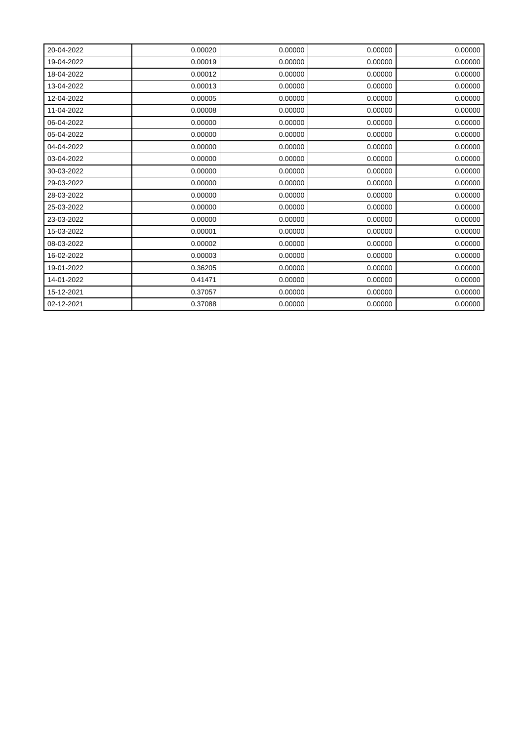| | | | | |
|---|---|---|---|---|
| 20-04-2022 | 0.00020 | 0.00000 | 0.00000 | 0.00000 |
| 19-04-2022 | 0.00019 | 0.00000 | 0.00000 | 0.00000 |
| 18-04-2022 | 0.00012 | 0.00000 | 0.00000 | 0.00000 |
| 13-04-2022 | 0.00013 | 0.00000 | 0.00000 | 0.00000 |
| 12-04-2022 | 0.00005 | 0.00000 | 0.00000 | 0.00000 |
| 11-04-2022 | 0.00008 | 0.00000 | 0.00000 | 0.00000 |
| 06-04-2022 | 0.00000 | 0.00000 | 0.00000 | 0.00000 |
| 05-04-2022 | 0.00000 | 0.00000 | 0.00000 | 0.00000 |
| 04-04-2022 | 0.00000 | 0.00000 | 0.00000 | 0.00000 |
| 03-04-2022 | 0.00000 | 0.00000 | 0.00000 | 0.00000 |
| 30-03-2022 | 0.00000 | 0.00000 | 0.00000 | 0.00000 |
| 29-03-2022 | 0.00000 | 0.00000 | 0.00000 | 0.00000 |
| 28-03-2022 | 0.00000 | 0.00000 | 0.00000 | 0.00000 |
| 25-03-2022 | 0.00000 | 0.00000 | 0.00000 | 0.00000 |
| 23-03-2022 | 0.00000 | 0.00000 | 0.00000 | 0.00000 |
| 15-03-2022 | 0.00001 | 0.00000 | 0.00000 | 0.00000 |
| 08-03-2022 | 0.00002 | 0.00000 | 0.00000 | 0.00000 |
| 16-02-2022 | 0.00003 | 0.00000 | 0.00000 | 0.00000 |
| 19-01-2022 | 0.36205 | 0.00000 | 0.00000 | 0.00000 |
| 14-01-2022 | 0.41471 | 0.00000 | 0.00000 | 0.00000 |
| 15-12-2021 | 0.37057 | 0.00000 | 0.00000 | 0.00000 |
| 02-12-2021 | 0.37088 | 0.00000 | 0.00000 | 0.00000 |